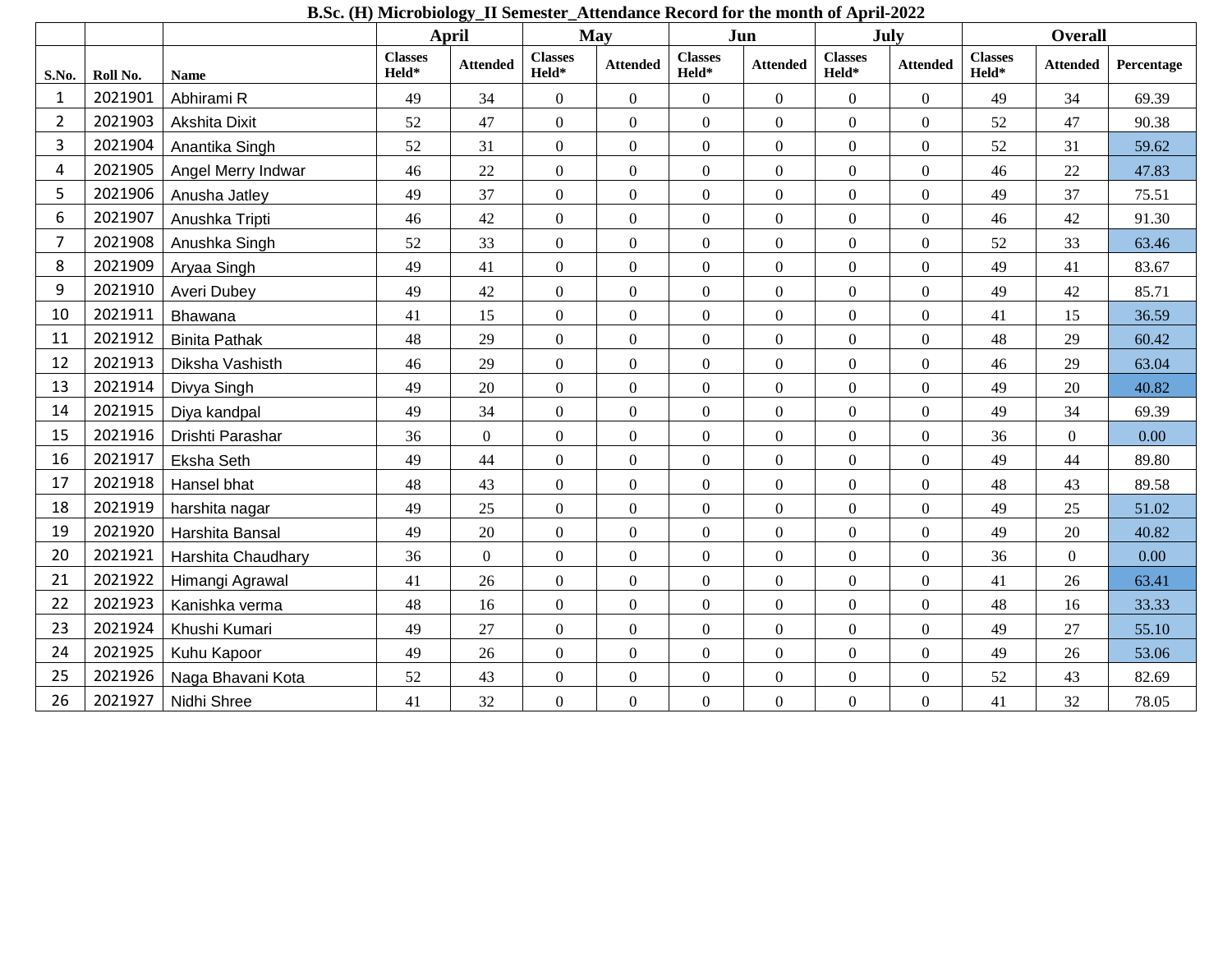**B.Sc. (H) Microbiology_II Semester_Attendance Record for the month of April-2022**

| | | | April | | May | | Jun | | July | | Overall | | |
|---|---|---|---|---|---|---|---|---|---|---|---|---|---|
| S.No. | Roll No. | Name | Classes Held* | Attended | Classes Held* | Attended | Classes Held* | Attended | Classes Held* | Attended | Classes Held* | Attended | Percentage |
| 1 | 2021901 | Abhirami R | 49 | 34 | 0 | 0 | 0 | 0 | 0 | 0 | 49 | 34 | 69.39 |
| 2 | 2021903 | Akshita Dixit | 52 | 47 | 0 | 0 | 0 | 0 | 0 | 0 | 52 | 47 | 90.38 |
| 3 | 2021904 | Anantika Singh | 52 | 31 | 0 | 0 | 0 | 0 | 0 | 0 | 52 | 31 | 59.62 |
| 4 | 2021905 | Angel Merry Indwar | 46 | 22 | 0 | 0 | 0 | 0 | 0 | 0 | 46 | 22 | 47.83 |
| 5 | 2021906 | Anusha Jatley | 49 | 37 | 0 | 0 | 0 | 0 | 0 | 0 | 49 | 37 | 75.51 |
| 6 | 2021907 | Anushka Tripti | 46 | 42 | 0 | 0 | 0 | 0 | 0 | 0 | 46 | 42 | 91.30 |
| 7 | 2021908 | Anushka Singh | 52 | 33 | 0 | 0 | 0 | 0 | 0 | 0 | 52 | 33 | 63.46 |
| 8 | 2021909 | Aryaa Singh | 49 | 41 | 0 | 0 | 0 | 0 | 0 | 0 | 49 | 41 | 83.67 |
| 9 | 2021910 | Averi Dubey | 49 | 42 | 0 | 0 | 0 | 0 | 0 | 0 | 49 | 42 | 85.71 |
| 10 | 2021911 | Bhawana | 41 | 15 | 0 | 0 | 0 | 0 | 0 | 0 | 41 | 15 | 36.59 |
| 11 | 2021912 | Binita Pathak | 48 | 29 | 0 | 0 | 0 | 0 | 0 | 0 | 48 | 29 | 60.42 |
| 12 | 2021913 | Diksha Vashisth | 46 | 29 | 0 | 0 | 0 | 0 | 0 | 0 | 46 | 29 | 63.04 |
| 13 | 2021914 | Divya Singh | 49 | 20 | 0 | 0 | 0 | 0 | 0 | 0 | 49 | 20 | 40.82 |
| 14 | 2021915 | Diya kandpal | 49 | 34 | 0 | 0 | 0 | 0 | 0 | 0 | 49 | 34 | 69.39 |
| 15 | 2021916 | Drishti Parashar | 36 | 0 | 0 | 0 | 0 | 0 | 0 | 0 | 36 | 0 | 0.00 |
| 16 | 2021917 | Eksha Seth | 49 | 44 | 0 | 0 | 0 | 0 | 0 | 0 | 49 | 44 | 89.80 |
| 17 | 2021918 | Hansel bhat | 48 | 43 | 0 | 0 | 0 | 0 | 0 | 0 | 48 | 43 | 89.58 |
| 18 | 2021919 | harshita nagar | 49 | 25 | 0 | 0 | 0 | 0 | 0 | 0 | 49 | 25 | 51.02 |
| 19 | 2021920 | Harshita Bansal | 49 | 20 | 0 | 0 | 0 | 0 | 0 | 0 | 49 | 20 | 40.82 |
| 20 | 2021921 | Harshita Chaudhary | 36 | 0 | 0 | 0 | 0 | 0 | 0 | 0 | 36 | 0 | 0.00 |
| 21 | 2021922 | Himangi Agrawal | 41 | 26 | 0 | 0 | 0 | 0 | 0 | 0 | 41 | 26 | 63.41 |
| 22 | 2021923 | Kanishka verma | 48 | 16 | 0 | 0 | 0 | 0 | 0 | 0 | 48 | 16 | 33.33 |
| 23 | 2021924 | Khushi Kumari | 49 | 27 | 0 | 0 | 0 | 0 | 0 | 0 | 49 | 27 | 55.10 |
| 24 | 2021925 | Kuhu Kapoor | 49 | 26 | 0 | 0 | 0 | 0 | 0 | 0 | 49 | 26 | 53.06 |
| 25 | 2021926 | Naga Bhavani Kota | 52 | 43 | 0 | 0 | 0 | 0 | 0 | 0 | 52 | 43 | 82.69 |
| 26 | 2021927 | Nidhi Shree | 41 | 32 | 0 | 0 | 0 | 0 | 0 | 0 | 41 | 32 | 78.05 |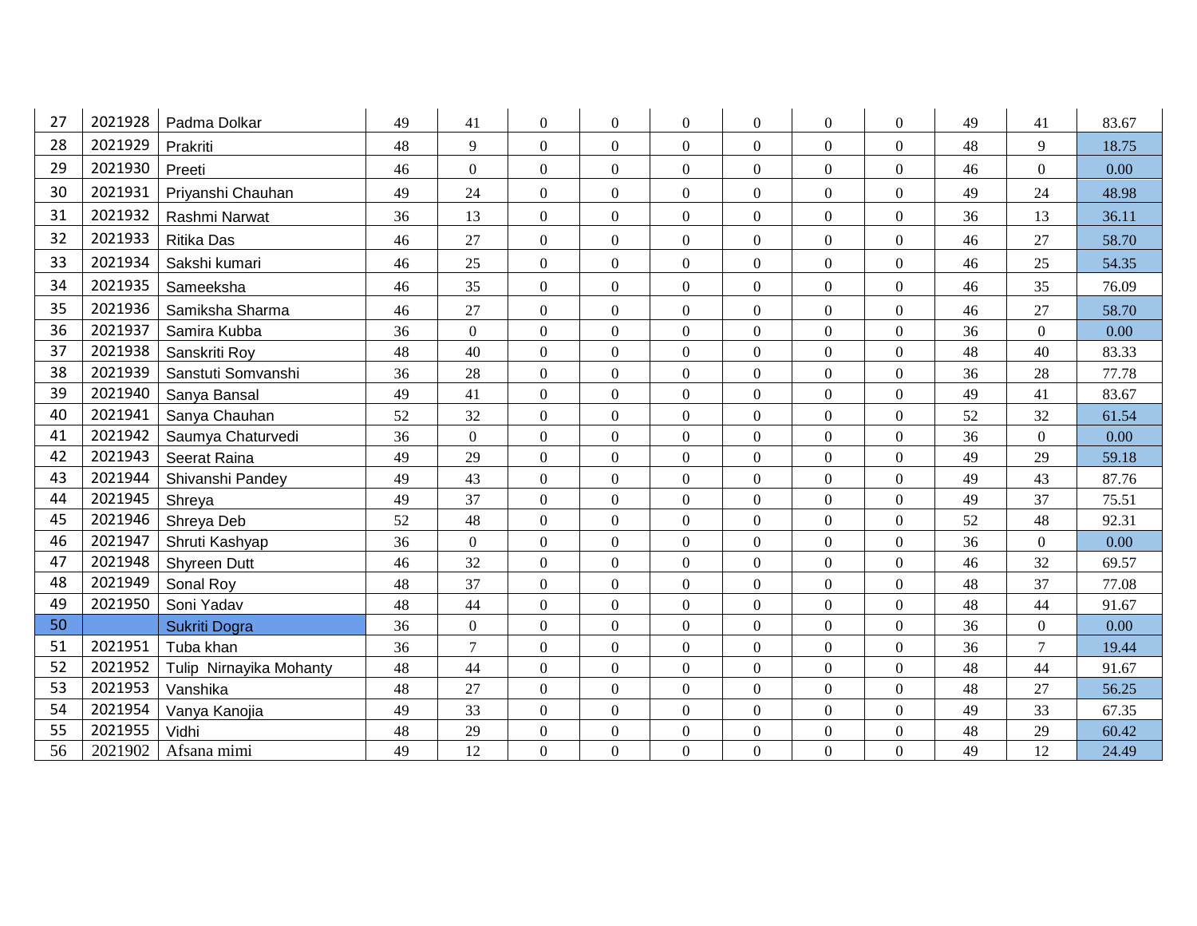| | | | | | | | | | | | | | |
|---|---|---|---|---|---|---|---|---|---|---|---|---|---|
| 27 | 2021928 | Padma Dolkar | 49 | 41 | 0 | 0 | 0 | 0 | 0 | 0 | 49 | 41 | 83.67 |
| 28 | 2021929 | Prakriti | 48 | 9 | 0 | 0 | 0 | 0 | 0 | 0 | 48 | 9 | 18.75 |
| 29 | 2021930 | Preeti | 46 | 0 | 0 | 0 | 0 | 0 | 0 | 0 | 46 | 0 | 0.00 |
| 30 | 2021931 | Priyanshi Chauhan | 49 | 24 | 0 | 0 | 0 | 0 | 0 | 0 | 49 | 24 | 48.98 |
| 31 | 2021932 | Rashmi Narwat | 36 | 13 | 0 | 0 | 0 | 0 | 0 | 0 | 36 | 13 | 36.11 |
| 32 | 2021933 | Ritika Das | 46 | 27 | 0 | 0 | 0 | 0 | 0 | 0 | 46 | 27 | 58.70 |
| 33 | 2021934 | Sakshi kumari | 46 | 25 | 0 | 0 | 0 | 0 | 0 | 0 | 46 | 25 | 54.35 |
| 34 | 2021935 | Sameeksha | 46 | 35 | 0 | 0 | 0 | 0 | 0 | 0 | 46 | 35 | 76.09 |
| 35 | 2021936 | Samiksha Sharma | 46 | 27 | 0 | 0 | 0 | 0 | 0 | 0 | 46 | 27 | 58.70 |
| 36 | 2021937 | Samira Kubba | 36 | 0 | 0 | 0 | 0 | 0 | 0 | 0 | 36 | 0 | 0.00 |
| 37 | 2021938 | Sanskriti Roy | 48 | 40 | 0 | 0 | 0 | 0 | 0 | 0 | 48 | 40 | 83.33 |
| 38 | 2021939 | Sanstuti Somvanshi | 36 | 28 | 0 | 0 | 0 | 0 | 0 | 0 | 36 | 28 | 77.78 |
| 39 | 2021940 | Sanya Bansal | 49 | 41 | 0 | 0 | 0 | 0 | 0 | 0 | 49 | 41 | 83.67 |
| 40 | 2021941 | Sanya Chauhan | 52 | 32 | 0 | 0 | 0 | 0 | 0 | 0 | 52 | 32 | 61.54 |
| 41 | 2021942 | Saumya Chaturvedi | 36 | 0 | 0 | 0 | 0 | 0 | 0 | 0 | 36 | 0 | 0.00 |
| 42 | 2021943 | Seerat Raina | 49 | 29 | 0 | 0 | 0 | 0 | 0 | 0 | 49 | 29 | 59.18 |
| 43 | 2021944 | Shivanshi Pandey | 49 | 43 | 0 | 0 | 0 | 0 | 0 | 0 | 49 | 43 | 87.76 |
| 44 | 2021945 | Shreya | 49 | 37 | 0 | 0 | 0 | 0 | 0 | 0 | 49 | 37 | 75.51 |
| 45 | 2021946 | Shreya Deb | 52 | 48 | 0 | 0 | 0 | 0 | 0 | 0 | 52 | 48 | 92.31 |
| 46 | 2021947 | Shruti Kashyap | 36 | 0 | 0 | 0 | 0 | 0 | 0 | 0 | 36 | 0 | 0.00 |
| 47 | 2021948 | Shyreen Dutt | 46 | 32 | 0 | 0 | 0 | 0 | 0 | 0 | 46 | 32 | 69.57 |
| 48 | 2021949 | Sonal Roy | 48 | 37 | 0 | 0 | 0 | 0 | 0 | 0 | 48 | 37 | 77.08 |
| 49 | 2021950 | Soni Yadav | 48 | 44 | 0 | 0 | 0 | 0 | 0 | 0 | 48 | 44 | 91.67 |
| 50 | | Sukriti Dogra | 36 | 0 | 0 | 0 | 0 | 0 | 0 | 0 | 36 | 0 | 0.00 |
| 51 | 2021951 | Tuba khan | 36 | 7 | 0 | 0 | 0 | 0 | 0 | 0 | 36 | 7 | 19.44 |
| 52 | 2021952 | Tulip Nirnayika Mohanty | 48 | 44 | 0 | 0 | 0 | 0 | 0 | 0 | 48 | 44 | 91.67 |
| 53 | 2021953 | Vanshika | 48 | 27 | 0 | 0 | 0 | 0 | 0 | 0 | 48 | 27 | 56.25 |
| 54 | 2021954 | Vanya Kanojia | 49 | 33 | 0 | 0 | 0 | 0 | 0 | 0 | 49 | 33 | 67.35 |
| 55 | 2021955 | Vidhi | 48 | 29 | 0 | 0 | 0 | 0 | 0 | 0 | 48 | 29 | 60.42 |
| 56 | 2021902 | Afsana mimi | 49 | 12 | 0 | 0 | 0 | 0 | 0 | 0 | 49 | 12 | 24.49 |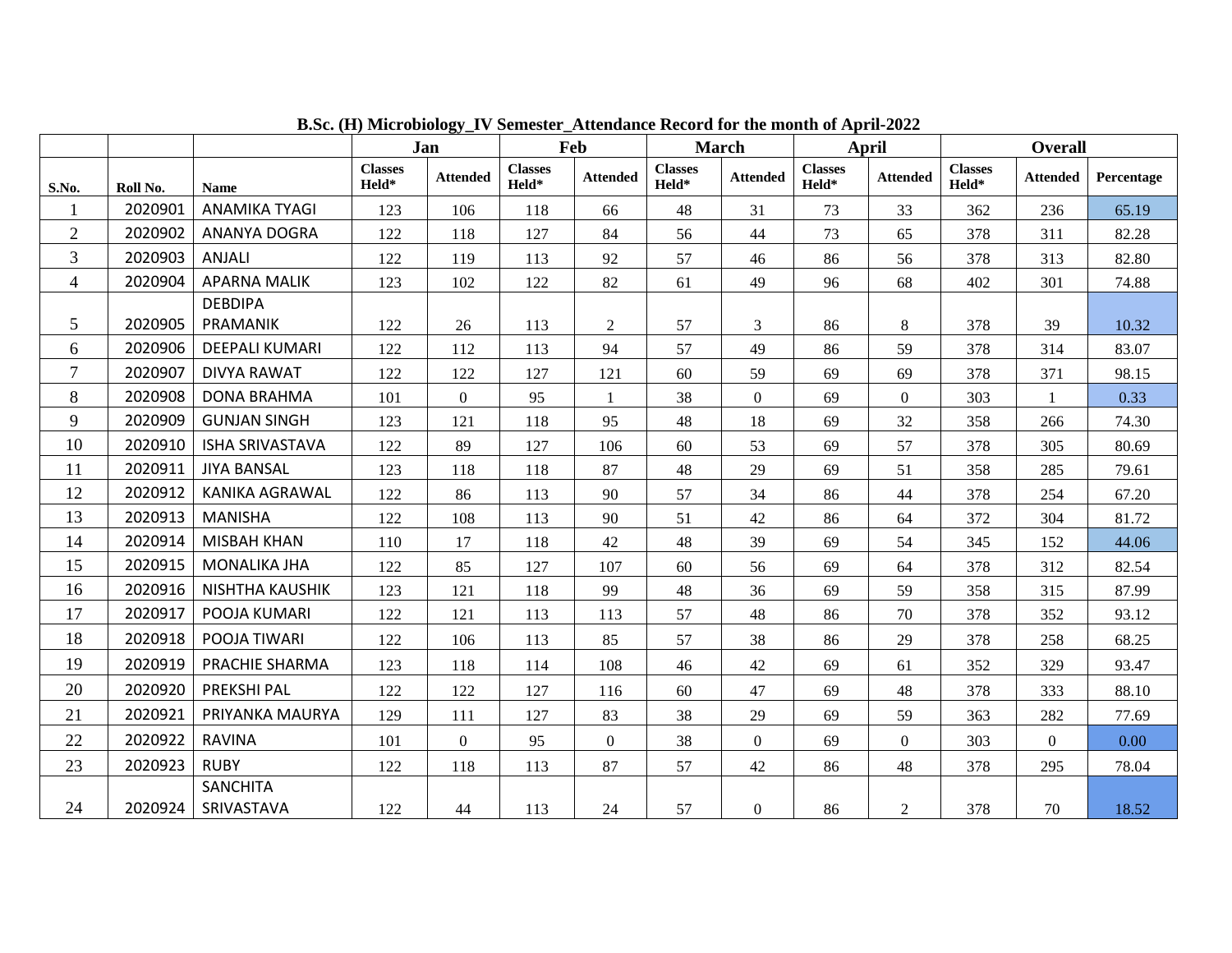**B.Sc. (H) Microbiology_IV Semester_Attendance Record for the month of April-2022**

| | | | Jan | | Feb | | March | | April | | Overall | | |
|---|---|---|---|---|---|---|---|---|---|---|---|---|---|
| S.No. | Roll No. | Name | Classes Held* | Attended | Classes Held* | Attended | Classes Held* | Attended | Classes Held* | Attended | Classes Held* | Attended | Percentage |
| 1 | 2020901 | ANAMIKA TYAGI | 123 | 106 | 118 | 66 | 48 | 31 | 73 | 33 | 362 | 236 | 65.19 |
| 2 | 2020902 | ANANYA DOGRA | 122 | 118 | 127 | 84 | 56 | 44 | 73 | 65 | 378 | 311 | 82.28 |
| 3 | 2020903 | ANJALI | 122 | 119 | 113 | 92 | 57 | 46 | 86 | 56 | 378 | 313 | 82.80 |
| 4 | 2020904 | APARNA MALIK | 123 | 102 | 122 | 82 | 61 | 49 | 96 | 68 | 402 | 301 | 74.88 |
| 5 | 2020905 | DEBDIPA PRAMANIK | 122 | 26 | 113 | 2 | 57 | 3 | 86 | 8 | 378 | 39 | 10.32 |
| 6 | 2020906 | DEEPALI KUMARI | 122 | 112 | 113 | 94 | 57 | 49 | 86 | 59 | 378 | 314 | 83.07 |
| 7 | 2020907 | DIVYA RAWAT | 122 | 122 | 127 | 121 | 60 | 59 | 69 | 69 | 378 | 371 | 98.15 |
| 8 | 2020908 | DONA BRAHMA | 101 | 0 | 95 | 1 | 38 | 0 | 69 | 0 | 303 | 1 | 0.33 |
| 9 | 2020909 | GUNJAN SINGH | 123 | 121 | 118 | 95 | 48 | 18 | 69 | 32 | 358 | 266 | 74.30 |
| 10 | 2020910 | ISHA SRIVASTAVA | 122 | 89 | 127 | 106 | 60 | 53 | 69 | 57 | 378 | 305 | 80.69 |
| 11 | 2020911 | JIYA BANSAL | 123 | 118 | 118 | 87 | 48 | 29 | 69 | 51 | 358 | 285 | 79.61 |
| 12 | 2020912 | KANIKA AGRAWAL | 122 | 86 | 113 | 90 | 57 | 34 | 86 | 44 | 378 | 254 | 67.20 |
| 13 | 2020913 | MANISHA | 122 | 108 | 113 | 90 | 51 | 42 | 86 | 64 | 372 | 304 | 81.72 |
| 14 | 2020914 | MISBAH KHAN | 110 | 17 | 118 | 42 | 48 | 39 | 69 | 54 | 345 | 152 | 44.06 |
| 15 | 2020915 | MONALIKA JHA | 122 | 85 | 127 | 107 | 60 | 56 | 69 | 64 | 378 | 312 | 82.54 |
| 16 | 2020916 | NISHTHA KAUSHIK | 123 | 121 | 118 | 99 | 48 | 36 | 69 | 59 | 358 | 315 | 87.99 |
| 17 | 2020917 | POOJA KUMARI | 122 | 121 | 113 | 113 | 57 | 48 | 86 | 70 | 378 | 352 | 93.12 |
| 18 | 2020918 | POOJA TIWARI | 122 | 106 | 113 | 85 | 57 | 38 | 86 | 29 | 378 | 258 | 68.25 |
| 19 | 2020919 | PRACHIE SHARMA | 123 | 118 | 114 | 108 | 46 | 42 | 69 | 61 | 352 | 329 | 93.47 |
| 20 | 2020920 | PREKSHI PAL | 122 | 122 | 127 | 116 | 60 | 47 | 69 | 48 | 378 | 333 | 88.10 |
| 21 | 2020921 | PRIYANKA MAURYA | 129 | 111 | 127 | 83 | 38 | 29 | 69 | 59 | 363 | 282 | 77.69 |
| 22 | 2020922 | RAVINA | 101 | 0 | 95 | 0 | 38 | 0 | 69 | 0 | 303 | 0 | 0.00 |
| 23 | 2020923 | RUBY | 122 | 118 | 113 | 87 | 57 | 42 | 86 | 48 | 378 | 295 | 78.04 |
| 24 | 2020924 | SANCHITA SRIVASTAVA | 122 | 44 | 113 | 24 | 57 | 0 | 86 | 2 | 378 | 70 | 18.52 |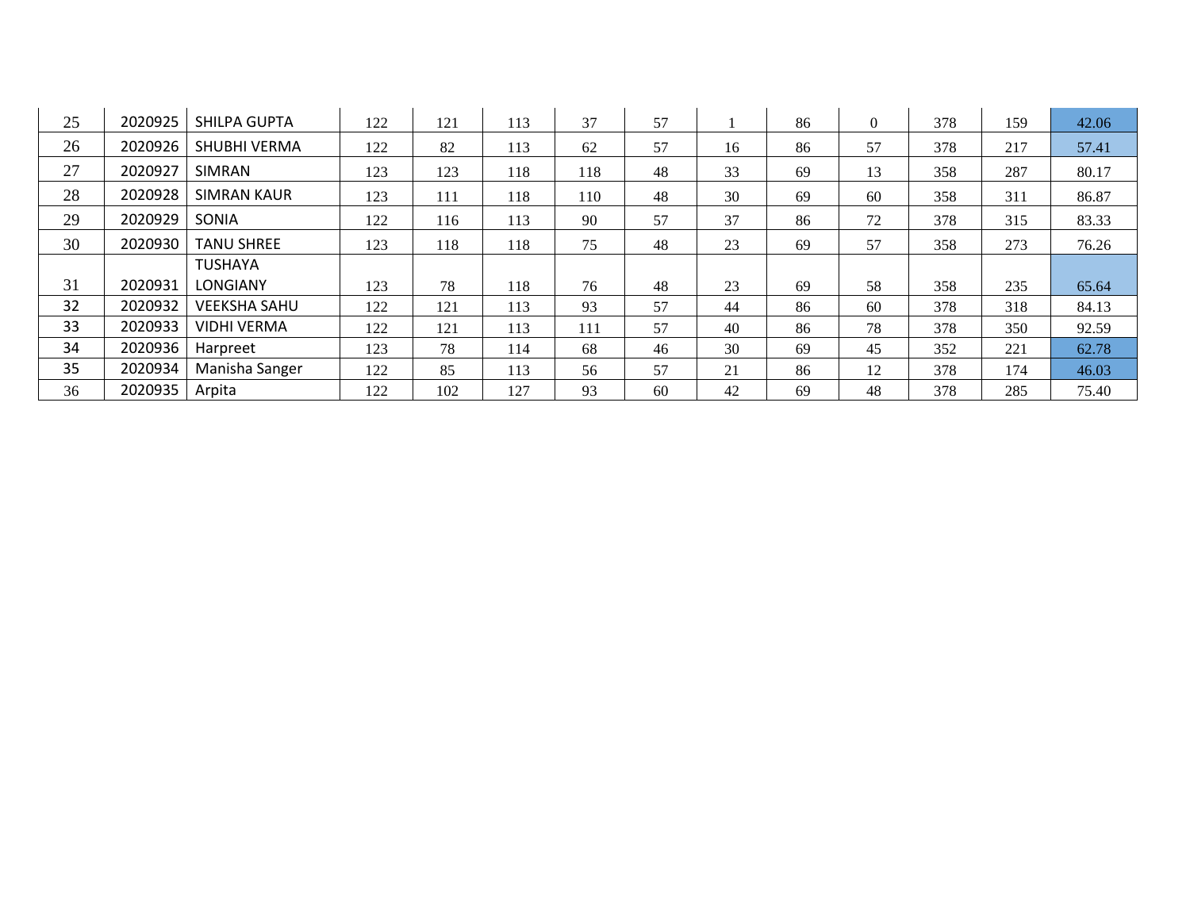| | | | | | | | | | | | | | |
|---|---|---|---|---|---|---|---|---|---|---|---|---|---|
| 25 | 2020925 | SHILPA GUPTA | 122 | 121 | 113 | 37 | 57 | 1 | 86 | 0 | 378 | 159 | 42.06 |
| 26 | 2020926 | SHUBHI VERMA | 122 | 82 | 113 | 62 | 57 | 16 | 86 | 57 | 378 | 217 | 57.41 |
| 27 | 2020927 | SIMRAN | 123 | 123 | 118 | 118 | 48 | 33 | 69 | 13 | 358 | 287 | 80.17 |
| 28 | 2020928 | SIMRAN KAUR | 123 | 111 | 118 | 110 | 48 | 30 | 69 | 60 | 358 | 311 | 86.87 |
| 29 | 2020929 | SONIA | 122 | 116 | 113 | 90 | 57 | 37 | 86 | 72 | 378 | 315 | 83.33 |
| 30 | 2020930 | TANU SHREE | 123 | 118 | 118 | 75 | 48 | 23 | 69 | 57 | 358 | 273 | 76.26 |
| 31 | 2020931 | TUSHAYA LONGIANY | 123 | 78 | 118 | 76 | 48 | 23 | 69 | 58 | 358 | 235 | 65.64 |
| 32 | 2020932 | VEEKSHA SAHU | 122 | 121 | 113 | 93 | 57 | 44 | 86 | 60 | 378 | 318 | 84.13 |
| 33 | 2020933 | VIDHI VERMA | 122 | 121 | 113 | 111 | 57 | 40 | 86 | 78 | 378 | 350 | 92.59 |
| 34 | 2020936 | Harpreet | 123 | 78 | 114 | 68 | 46 | 30 | 69 | 45 | 352 | 221 | 62.78 |
| 35 | 2020934 | Manisha Sanger | 122 | 85 | 113 | 56 | 57 | 21 | 86 | 12 | 378 | 174 | 46.03 |
| 36 | 2020935 | Arpita | 122 | 102 | 127 | 93 | 60 | 42 | 69 | 48 | 378 | 285 | 75.40 |